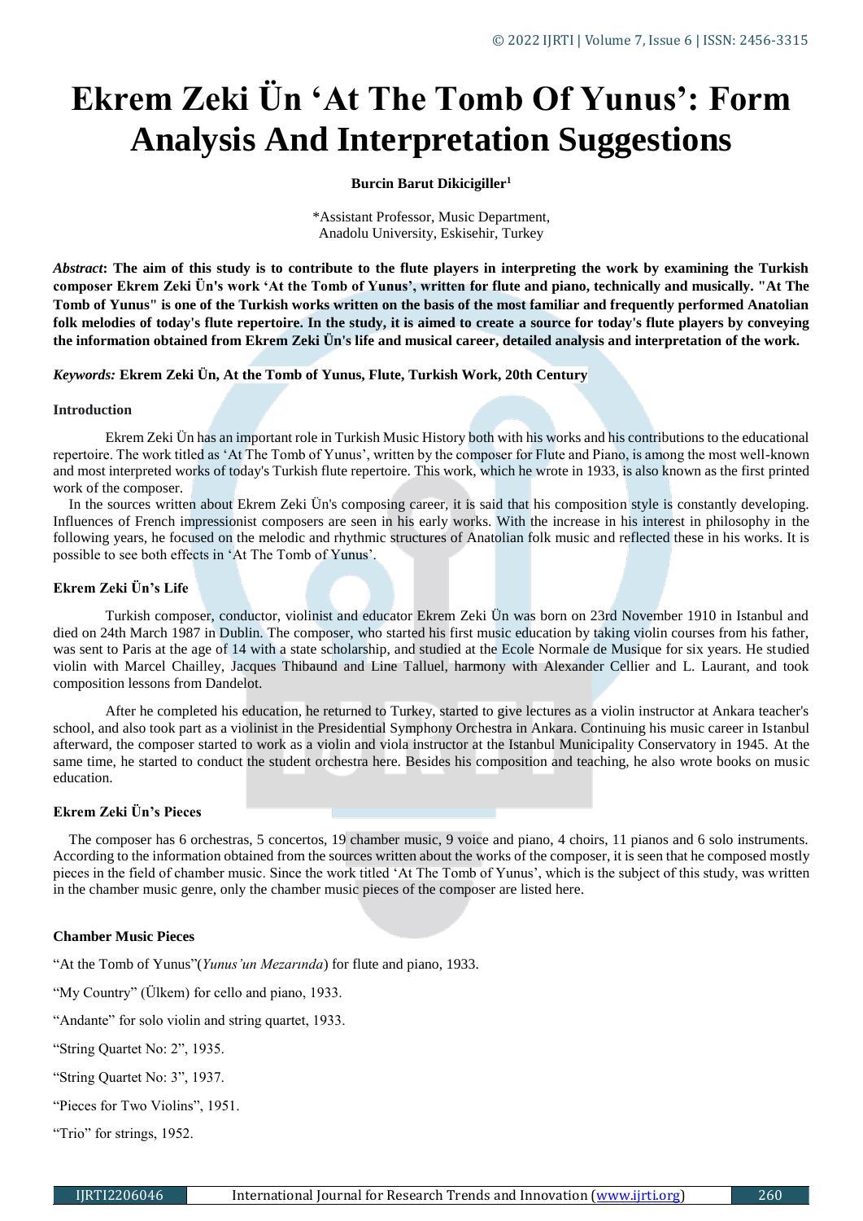# Ekrem Zeki Ün 'At The Tomb Of Yunus': Form Analysis And Interpretation Suggestions

**Burcin Barut Dikicigiller**[1]

*Assistant Professor, Music Department,
Anadolu University, Eskisehir, Turkey

***Abstract*: The aim of this study is to contribute to the flute players in interpreting the work by examining the Turkish composer Ekrem Zeki Ün's work 'At the Tomb of Yunus', written for flute and piano, technically and musically. "At The Tomb of Yunus" is one of the Turkish works written on the basis of the most familiar and frequently performed Anatolian folk melodies of today's flute repertoire. In the study, it is aimed to create a source for today's flute players by conveying the information obtained from Ekrem Zeki Ün's life and musical career, detailed analysis and interpretation of the work.**

***Keywords:* Ekrem Zeki Ün, At the Tomb of Yunus, Flute, Turkish Work, 20th Century**

### Introduction

Ekrem Zeki Ün has an important role in Turkish Music History both with his works and his contributions to the educational repertoire. The work titled as 'At The Tomb of Yunus', written by the composer for Flute and Piano, is among the most well-known and most interpreted works of today's Turkish flute repertoire. This work, which he wrote in 1933, is also known as the first printed work of the composer.

In the sources written about Ekrem Zeki Ün's composing career, it is said that his composition style is constantly developing. Influences of French impressionist composers are seen in his early works. With the increase in his interest in philosophy in the following years, he focused on the melodic and rhythmic structures of Anatolian folk music and reflected these in his works. It is possible to see both effects in 'At The Tomb of Yunus'.

### Ekrem Zeki Ün's Life

Turkish composer, conductor, violinist and educator Ekrem Zeki Ün was born on 23rd November 1910 in Istanbul and died on 24th March 1987 in Dublin. The composer, who started his first music education by taking violin courses from his father, was sent to Paris at the age of 14 with a state scholarship, and studied at the Ecole Normale de Musique for six years. He studied violin with Marcel Chailley, Jacques Thibaund and Line Talluel, harmony with Alexander Cellier and L. Laurant, and took composition lessons from Dandelot.

After he completed his education, he returned to Turkey, started to give lectures as a violin instructor at Ankara teacher's school, and also took part as a violinist in the Presidential Symphony Orchestra in Ankara. Continuing his music career in Istanbul afterward, the composer started to work as a violin and viola instructor at the Istanbul Municipality Conservatory in 1945. At the same time, he started to conduct the student orchestra here. Besides his composition and teaching, he also wrote books on music education.

### Ekrem Zeki Ün's Pieces

The composer has 6 orchestras, 5 concertos, 19 chamber music, 9 voice and piano, 4 choirs, 11 pianos and 6 solo instruments. According to the information obtained from the sources written about the works of the composer, it is seen that he composed mostly pieces in the field of chamber music. Since the work titled 'At The Tomb of Yunus', which is the subject of this study, was written in the chamber music genre, only the chamber music pieces of the composer are listed here.

### Chamber Music Pieces

"At the Tomb of Yunus"(*Yunus'un Mezarında*) for flute and piano, 1933.

"My Country" (Ülkem) for cello and piano, 1933.

"Andante" for solo violin and string quartet, 1933.

"String Quartet No: 2", 1935.

"String Quartet No: 3", 1937.

"Pieces for Two Violins", 1951.

"Trio" for strings, 1952.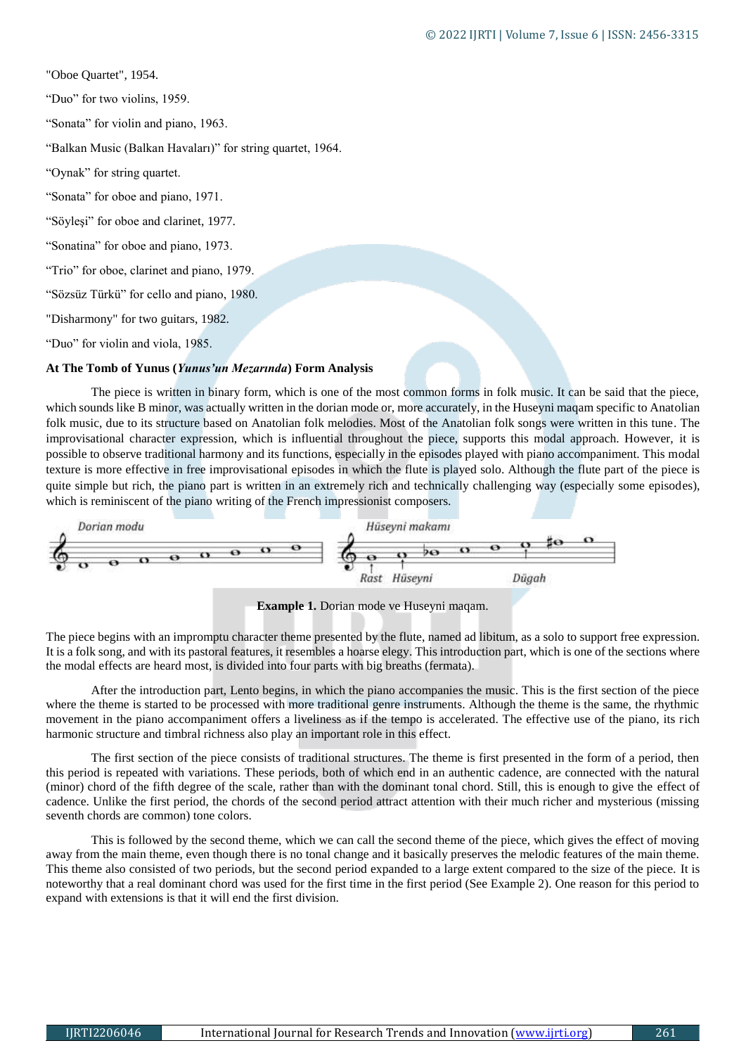"Oboe Quartet", 1954.

"Duo" for two violins, 1959.

"Sonata" for violin and piano, 1963.

"Balkan Music (Balkan Havaları)" for string quartet, 1964.

"Oynak" for string quartet.

"Sonata" for oboe and piano, 1971.

"Söyleşi" for oboe and clarinet, 1977.

"Sonatina" for oboe and piano, 1973.

"Trio" for oboe, clarinet and piano, 1979.

"Sözsüz Türkü" for cello and piano, 1980.

"Disharmony" for two guitars, 1982.

"Duo" for violin and viola, 1985.

**At The Tomb of Yunus (*Yunus'un Mezarında*) Form Analysis**

The piece is written in binary form, which is one of the most common forms in folk music. It can be said that the piece, which sounds like B minor, was actually written in the dorian mode or, more accurately, in the Huseyni maqam specific to Anatolian folk music, due to its structure based on Anatolian folk melodies. Most of the Anatolian folk songs were written in this tune. The improvisational character expression, which is influential throughout the piece, supports this modal approach. However, it is possible to observe traditional harmony and its functions, especially in the episodes played with piano accompaniment. This modal texture is more effective in free improvisational episodes in which the flute is played solo. Although the flute part of the piece is quite simple but rich, the piano part is written in an extremely rich and technically challenging way (especially some episodes), which is reminiscent of the piano writing of the French impressionist composers.

Dorian modu — Hüseyni makamı (Rast, Hüseyni, Dügah)

**Example 1.** Dorian mode ve Huseyni maqam.

The piece begins with an impromptu character theme presented by the flute, named ad libitum, as a solo to support free expression. It is a folk song, and with its pastoral features, it resembles a hoarse elegy. This introduction part, which is one of the sections where the modal effects are heard most, is divided into four parts with big breaths (fermata).

After the introduction part, Lento begins, in which the piano accompanies the music. This is the first section of the piece where the theme is started to be processed with more traditional genre instruments. Although the theme is the same, the rhythmic movement in the piano accompaniment offers a liveliness as if the tempo is accelerated. The effective use of the piano, its rich harmonic structure and timbral richness also play an important role in this effect.

The first section of the piece consists of traditional structures. The theme is first presented in the form of a period, then this period is repeated with variations. These periods, both of which end in an authentic cadence, are connected with the natural (minor) chord of the fifth degree of the scale, rather than with the dominant tonal chord. Still, this is enough to give the effect of cadence. Unlike the first period, the chords of the second period attract attention with their much richer and mysterious (missing seventh chords are common) tone colors.

This is followed by the second theme, which we can call the second theme of the piece, which gives the effect of moving away from the main theme, even though there is no tonal change and it basically preserves the melodic features of the main theme. This theme also consisted of two periods, but the second period expanded to a large extent compared to the size of the piece. It is noteworthy that a real dominant chord was used for the first time in the first period (See Example 2). One reason for this period to expand with extensions is that it will end the first division.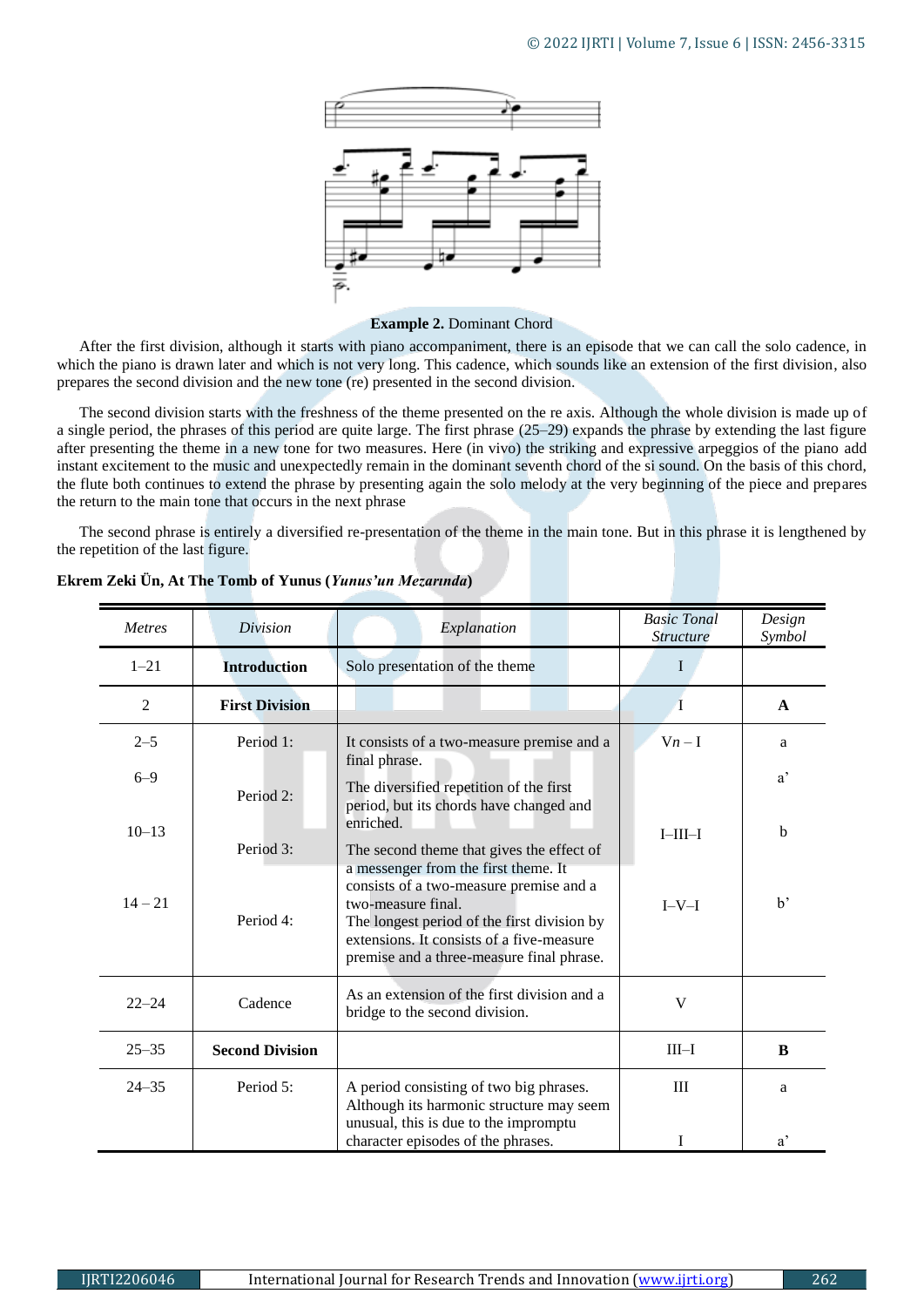**Example 2.** Dominant Chord

After the first division, although it starts with piano accompaniment, there is an episode that we can call the solo cadence, in which the piano is drawn later and which is not very long. This cadence, which sounds like an extension of the first division, also prepares the second division and the new tone (re) presented in the second division.

The second division starts with the freshness of the theme presented on the re axis. Although the whole division is made up of a single period, the phrases of this period are quite large. The first phrase (25–29) expands the phrase by extending the last figure after presenting the theme in a new tone for two measures. Here (in vivo) the striking and expressive arpeggios of the piano add instant excitement to the music and unexpectedly remain in the dominant seventh chord of the si sound. On the basis of this chord, the flute both continues to extend the phrase by presenting again the solo melody at the very beginning of the piece and prepares the return to the main tone that occurs in the next phrase

The second phrase is entirely a diversified re-presentation of the theme in the main tone. But in this phrase it is lengthened by the repetition of the last figure.

**Ekrem Zeki Ün, At The Tomb of Yunus (*Yunus'un Mezarında*)**

| *Metres* | *Division* | *Explanation* | *Basic Tonal Structure* | *Design Symbol* |
|---|---|---|---|---|
| 1–21 | **Introduction** | Solo presentation of the theme | I | |
| 2 | **First Division** | | I | **A** |
| 2–5 | Period 1: | It consists of a two-measure premise and a final phrase. | V*n* – I | a |
| 6–9 | Period 2: | The diversified repetition of the first period, but its chords have changed and enriched. | | a' |
| 10–13 | Period 3: | The second theme that gives the effect of a messenger from the first theme. It consists of a two-measure premise and a two-measure final. | I–III–I | b |
| 14 – 21 | Period 4: | The longest period of the first division by extensions. It consists of a five-measure premise and a three-measure final phrase. | I–V–I | b' |
| 22–24 | Cadence | As an extension of the first division and a bridge to the second division. | V | |
| 25–35 | **Second Division** | | III–I | **B** |
| 24–35 | Period 5: | A period consisting of two big phrases. Although its harmonic structure may seem unusual, this is due to the impromptu character episodes of the phrases. | III<br>I | a<br>a' |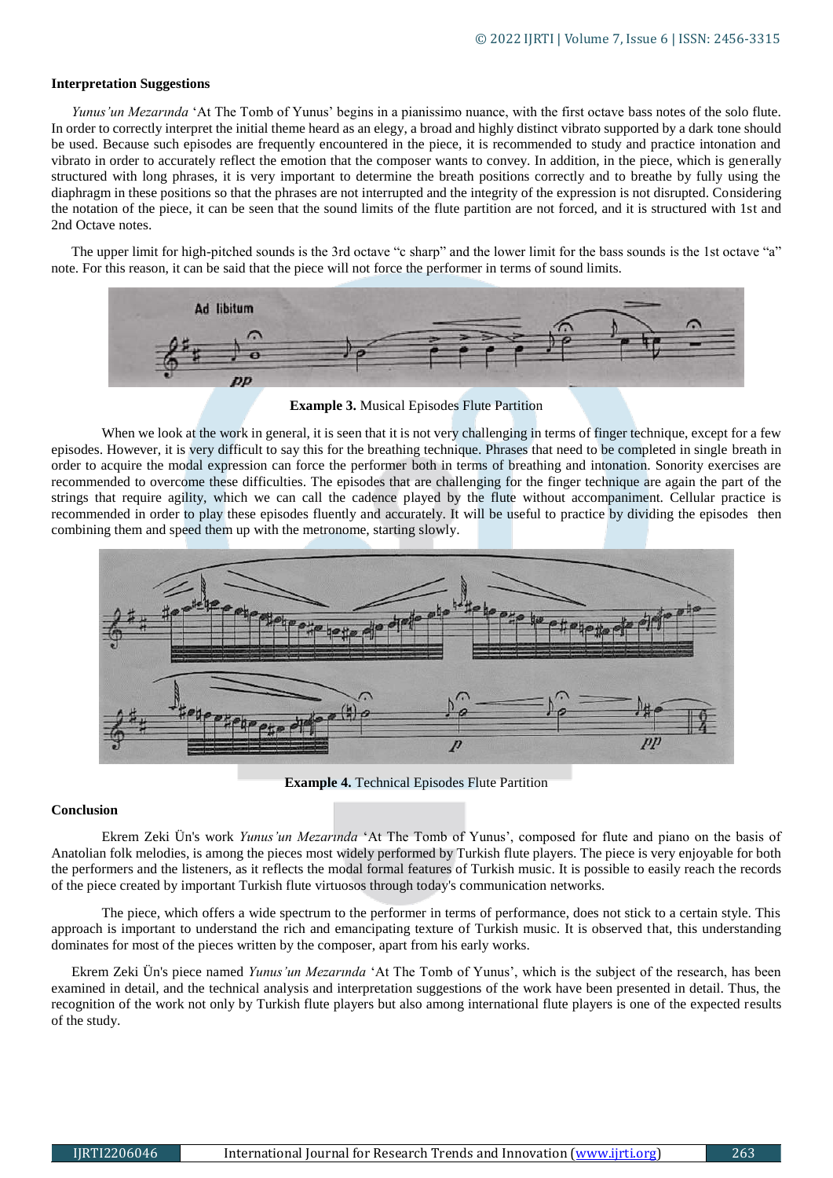**Interpretation Suggestions**

*Yunus'un Mezarında* 'At The Tomb of Yunus' begins in a pianissimo nuance, with the first octave bass notes of the solo flute. In order to correctly interpret the initial theme heard as an elegy, a broad and highly distinct vibrato supported by a dark tone should be used. Because such episodes are frequently encountered in the piece, it is recommended to study and practice intonation and vibrato in order to accurately reflect the emotion that the composer wants to convey. In addition, in the piece, which is generally structured with long phrases, it is very important to determine the breath positions correctly and to breathe by fully using the diaphragm in these positions so that the phrases are not interrupted and the integrity of the expression is not disrupted. Considering the notation of the piece, it can be seen that the sound limits of the flute partition are not forced, and it is structured with 1st and 2nd Octave notes.

The upper limit for high-pitched sounds is the 3rd octave "c sharp" and the lower limit for the bass sounds is the 1st octave "a" note. For this reason, it can be said that the piece will not force the performer in terms of sound limits.

**Example 3.** Musical Episodes Flute Partition

When we look at the work in general, it is seen that it is not very challenging in terms of finger technique, except for a few episodes. However, it is very difficult to say this for the breathing technique. Phrases that need to be completed in single breath in order to acquire the modal expression can force the performer both in terms of breathing and intonation. Sonority exercises are recommended to overcome these difficulties. The episodes that are challenging for the finger technique are again the part of the strings that require agility, which we can call the cadence played by the flute without accompaniment. Cellular practice is recommended in order to play these episodes fluently and accurately. It will be useful to practice by dividing the episodes then combining them and speed them up with the metronome, starting slowly.

**Example 4.** Technical Episodes Flute Partition

**Conclusion**

Ekrem Zeki Ün's work *Yunus'un Mezarında* 'At The Tomb of Yunus', composed for flute and piano on the basis of Anatolian folk melodies, is among the pieces most widely performed by Turkish flute players. The piece is very enjoyable for both the performers and the listeners, as it reflects the modal formal features of Turkish music. It is possible to easily reach the records of the piece created by important Turkish flute virtuosos through today's communication networks.

The piece, which offers a wide spectrum to the performer in terms of performance, does not stick to a certain style. This approach is important to understand the rich and emancipating texture of Turkish music. It is observed that, this understanding dominates for most of the pieces written by the composer, apart from his early works.

Ekrem Zeki Ün's piece named *Yunus'un Mezarında* 'At The Tomb of Yunus', which is the subject of the research, has been examined in detail, and the technical analysis and interpretation suggestions of the work have been presented in detail. Thus, the recognition of the work not only by Turkish flute players but also among international flute players is one of the expected results of the study.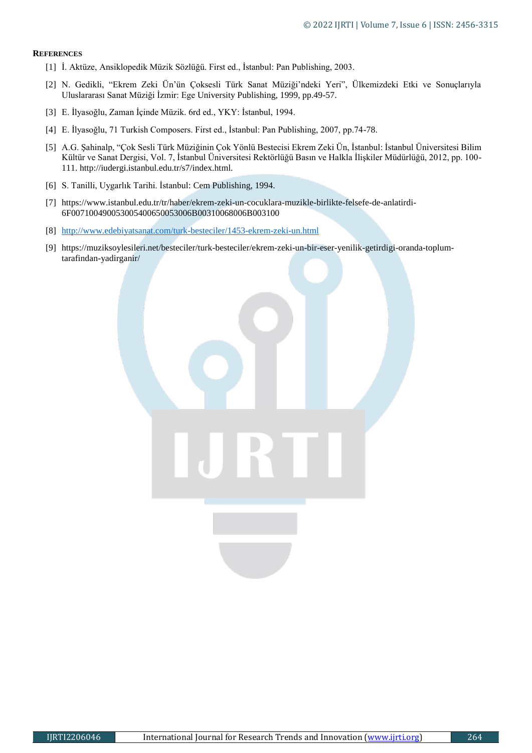## REFERENCES

[1] İ. Aktüze, Ansiklopedik Müzik Sözlüğü. First ed., İstanbul: Pan Publishing, 2003.

[2] N. Gedikli, "Ekrem Zeki Ün'ün Çoksesli Türk Sanat Müziği'ndeki Yeri", Ülkemizdeki Etki ve Sonuçlarıyla Uluslararası Sanat Müziği İzmir: Ege University Publishing, 1999, pp.49-57.

[3] E. İlyasoğlu, Zaman İçinde Müzik. 6rd ed., YKY: İstanbul, 1994.

[4] E. İlyasoğlu, 71 Turkish Composers. First ed., İstanbul: Pan Publishing, 2007, pp.74-78.

[5] A.G. Şahinalp, "Çok Sesli Türk Müziğinin Çok Yönlü Bestecisi Ekrem Zeki Ün, İstanbul: İstanbul Üniversitesi Bilim Kültür ve Sanat Dergisi, Vol. 7, İstanbul Üniversitesi Rektörlüğü Basın ve Halkla İlişkiler Müdürlüğü, 2012, pp. 100-111. http://iudergi.istanbul.edu.tr/s7/index.html.

[6] S. Tanilli, Uygarlık Tarihi. İstanbul: Cem Publishing, 1994.

[7] https://www.istanbul.edu.tr/tr/haber/ekrem-zeki-un-cocuklara-muzikle-birlikte-felsefe-de-anlatirdi-6F0071004900530054006500530006B00310068006B003100

[8] http://www.edebiyatsanat.com/turk-besteciler/1453-ekrem-zeki-un.html

[9] https://muziksoylesileri.net/besteciler/turk-besteciler/ekrem-zeki-un-bir-eser-yenilik-getirdigi-oranda-toplum-tarafindan-yadirganir/